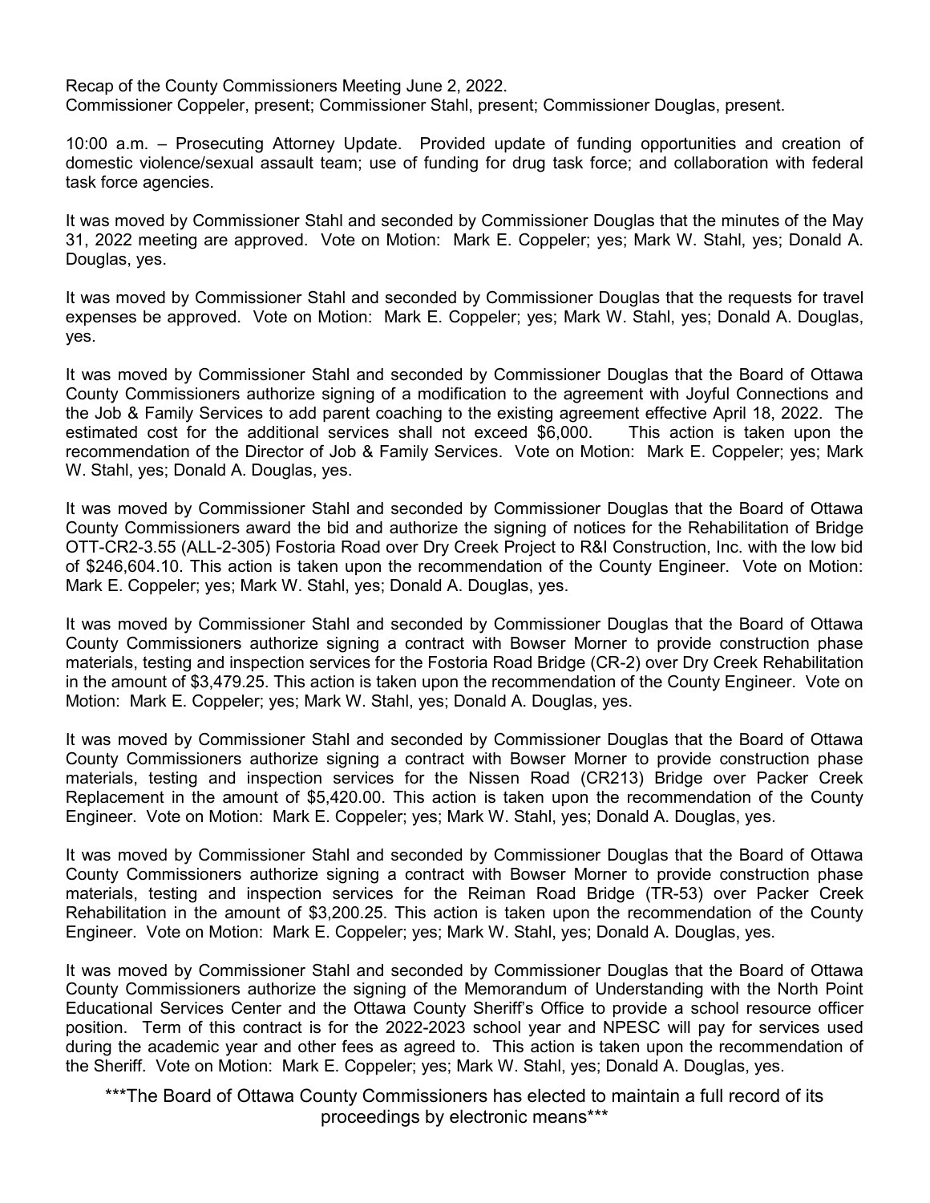Recap of the County Commissioners Meeting June 2, 2022.
Commissioner Coppeler, present; Commissioner Stahl, present; Commissioner Douglas, present.

10:00 a.m. – Prosecuting Attorney Update. Provided update of funding opportunities and creation of domestic violence/sexual assault team; use of funding for drug task force; and collaboration with federal task force agencies.

It was moved by Commissioner Stahl and seconded by Commissioner Douglas that the minutes of the May 31, 2022 meeting are approved. Vote on Motion: Mark E. Coppeler; yes; Mark W. Stahl, yes; Donald A. Douglas, yes.

It was moved by Commissioner Stahl and seconded by Commissioner Douglas that the requests for travel expenses be approved. Vote on Motion: Mark E. Coppeler; yes; Mark W. Stahl, yes; Donald A. Douglas, yes.

It was moved by Commissioner Stahl and seconded by Commissioner Douglas that the Board of Ottawa County Commissioners authorize signing of a modification to the agreement with Joyful Connections and the Job & Family Services to add parent coaching to the existing agreement effective April 18, 2022. The estimated cost for the additional services shall not exceed $6,000. This action is taken upon the recommendation of the Director of Job & Family Services. Vote on Motion: Mark E. Coppeler; yes; Mark W. Stahl, yes; Donald A. Douglas, yes.

It was moved by Commissioner Stahl and seconded by Commissioner Douglas that the Board of Ottawa County Commissioners award the bid and authorize the signing of notices for the Rehabilitation of Bridge OTT-CR2-3.55 (ALL-2-305) Fostoria Road over Dry Creek Project to R&I Construction, Inc. with the low bid of $246,604.10. This action is taken upon the recommendation of the County Engineer. Vote on Motion: Mark E. Coppeler; yes; Mark W. Stahl, yes; Donald A. Douglas, yes.

It was moved by Commissioner Stahl and seconded by Commissioner Douglas that the Board of Ottawa County Commissioners authorize signing a contract with Bowser Morner to provide construction phase materials, testing and inspection services for the Fostoria Road Bridge (CR-2) over Dry Creek Rehabilitation in the amount of $3,479.25. This action is taken upon the recommendation of the County Engineer. Vote on Motion: Mark E. Coppeler; yes; Mark W. Stahl, yes; Donald A. Douglas, yes.

It was moved by Commissioner Stahl and seconded by Commissioner Douglas that the Board of Ottawa County Commissioners authorize signing a contract with Bowser Morner to provide construction phase materials, testing and inspection services for the Nissen Road (CR213) Bridge over Packer Creek Replacement in the amount of $5,420.00. This action is taken upon the recommendation of the County Engineer. Vote on Motion: Mark E. Coppeler; yes; Mark W. Stahl, yes; Donald A. Douglas, yes.

It was moved by Commissioner Stahl and seconded by Commissioner Douglas that the Board of Ottawa County Commissioners authorize signing a contract with Bowser Morner to provide construction phase materials, testing and inspection services for the Reiman Road Bridge (TR-53) over Packer Creek Rehabilitation in the amount of $3,200.25. This action is taken upon the recommendation of the County Engineer. Vote on Motion: Mark E. Coppeler; yes; Mark W. Stahl, yes; Donald A. Douglas, yes.

It was moved by Commissioner Stahl and seconded by Commissioner Douglas that the Board of Ottawa County Commissioners authorize the signing of the Memorandum of Understanding with the North Point Educational Services Center and the Ottawa County Sheriff's Office to provide a school resource officer position. Term of this contract is for the 2022-2023 school year and NPESC will pay for services used during the academic year and other fees as agreed to. This action is taken upon the recommendation of the Sheriff. Vote on Motion: Mark E. Coppeler; yes; Mark W. Stahl, yes; Donald A. Douglas, yes.

***The Board of Ottawa County Commissioners has elected to maintain a full record of its proceedings by electronic means***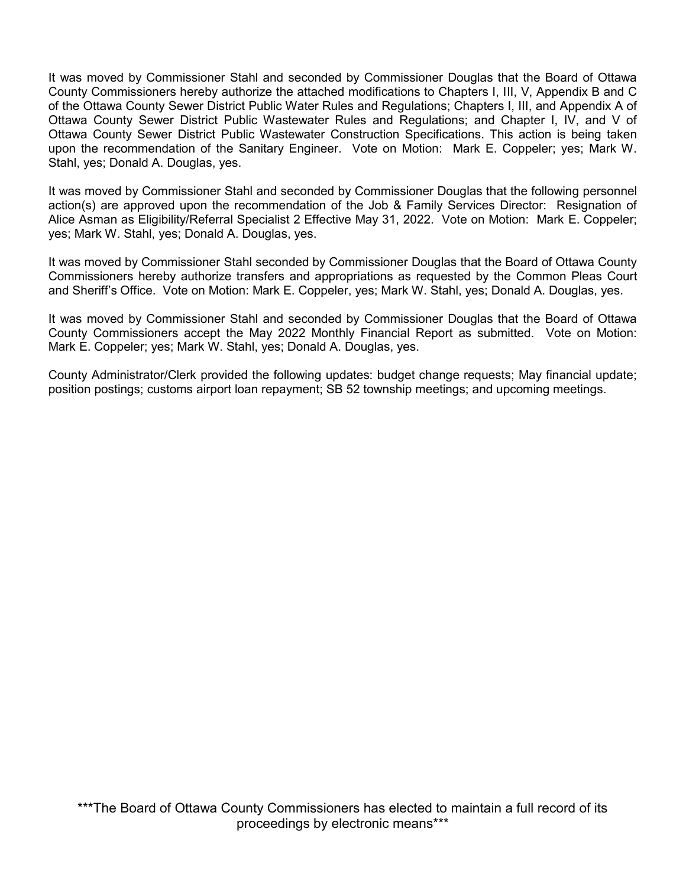It was moved by Commissioner Stahl and seconded by Commissioner Douglas that the Board of Ottawa County Commissioners hereby authorize the attached modifications to Chapters I, III, V, Appendix B and C of the Ottawa County Sewer District Public Water Rules and Regulations; Chapters I, III, and Appendix A of Ottawa County Sewer District Public Wastewater Rules and Regulations; and Chapter I, IV, and V of Ottawa County Sewer District Public Wastewater Construction Specifications. This action is being taken upon the recommendation of the Sanitary Engineer. Vote on Motion: Mark E. Coppeler; yes; Mark W. Stahl, yes; Donald A. Douglas, yes.

It was moved by Commissioner Stahl and seconded by Commissioner Douglas that the following personnel action(s) are approved upon the recommendation of the Job & Family Services Director: Resignation of Alice Asman as Eligibility/Referral Specialist 2 Effective May 31, 2022. Vote on Motion: Mark E. Coppeler; yes; Mark W. Stahl, yes; Donald A. Douglas, yes.

It was moved by Commissioner Stahl seconded by Commissioner Douglas that the Board of Ottawa County Commissioners hereby authorize transfers and appropriations as requested by the Common Pleas Court and Sheriff's Office. Vote on Motion: Mark E. Coppeler, yes; Mark W. Stahl, yes; Donald A. Douglas, yes.

It was moved by Commissioner Stahl and seconded by Commissioner Douglas that the Board of Ottawa County Commissioners accept the May 2022 Monthly Financial Report as submitted. Vote on Motion: Mark E. Coppeler; yes; Mark W. Stahl, yes; Donald A. Douglas, yes.

County Administrator/Clerk provided the following updates: budget change requests; May financial update; position postings; customs airport loan repayment; SB 52 township meetings; and upcoming meetings.

***The Board of Ottawa County Commissioners has elected to maintain a full record of its proceedings by electronic means***